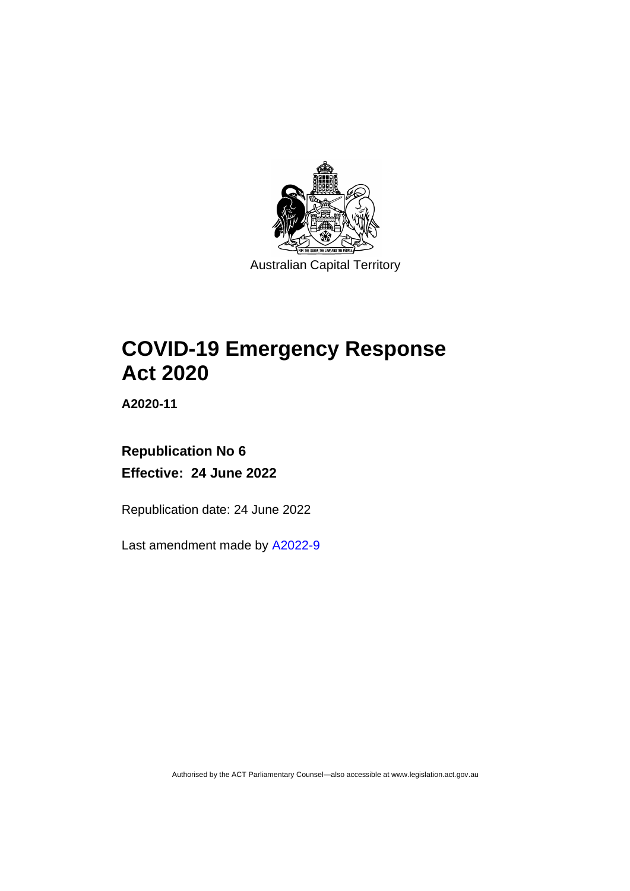Australian Capital Territory

# COVID-19 Emergency Response Act 2020

**A2020-11**

## Republication No 6

## Effective: 24 June 2022

Republication date: 24 June 2022

Last amendment made by A2022-9

Authorised by the ACT Parliamentary Counsel—also accessible at www.legislation.act.gov.au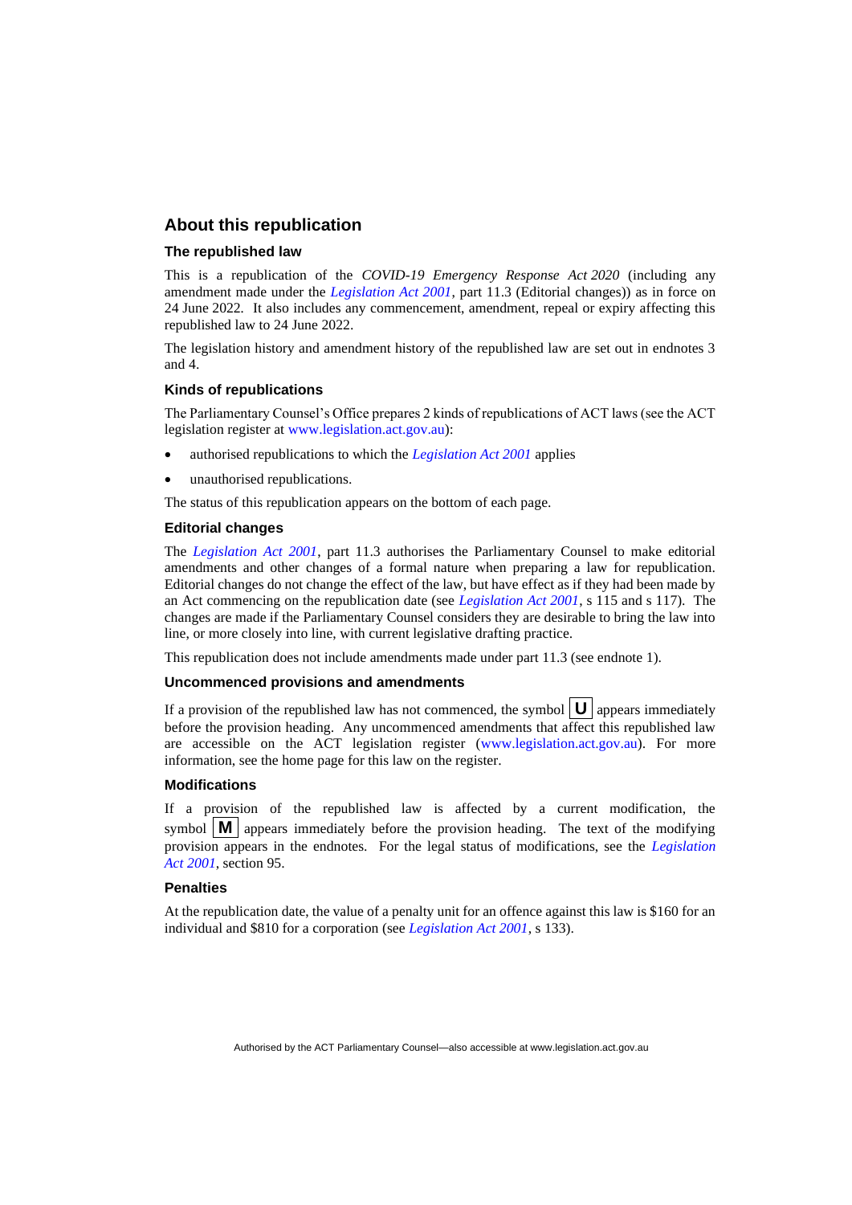## About this republication

### The republished law

This is a republication of the *COVID-19 Emergency Response Act 2020* (including any amendment made under the *Legislation Act 2001*, part 11.3 (Editorial changes)) as in force on 24 June 2022. It also includes any commencement, amendment, repeal or expiry affecting this republished law to 24 June 2022.

The legislation history and amendment history of the republished law are set out in endnotes 3 and 4.

### Kinds of republications

The Parliamentary Counsel's Office prepares 2 kinds of republications of ACT laws (see the ACT legislation register at www.legislation.act.gov.au):

- authorised republications to which the *Legislation Act 2001* applies
- unauthorised republications.

The status of this republication appears on the bottom of each page.

### Editorial changes

The *Legislation Act 2001*, part 11.3 authorises the Parliamentary Counsel to make editorial amendments and other changes of a formal nature when preparing a law for republication. Editorial changes do not change the effect of the law, but have effect as if they had been made by an Act commencing on the republication date (see *Legislation Act 2001*, s 115 and s 117). The changes are made if the Parliamentary Counsel considers they are desirable to bring the law into line, or more closely into line, with current legislative drafting practice.

This republication does not include amendments made under part 11.3 (see endnote 1).

### Uncommenced provisions and amendments

If a provision of the republished law has not commenced, the symbol **U** appears immediately before the provision heading. Any uncommenced amendments that affect this republished law are accessible on the ACT legislation register (www.legislation.act.gov.au). For more information, see the home page for this law on the register.

### Modifications

If a provision of the republished law is affected by a current modification, the symbol **M** appears immediately before the provision heading. The text of the modifying provision appears in the endnotes. For the legal status of modifications, see the *Legislation Act 2001*, section 95.

### Penalties

At the republication date, the value of a penalty unit for an offence against this law is $160 for an individual and $810 for a corporation (see *Legislation Act 2001*, s 133).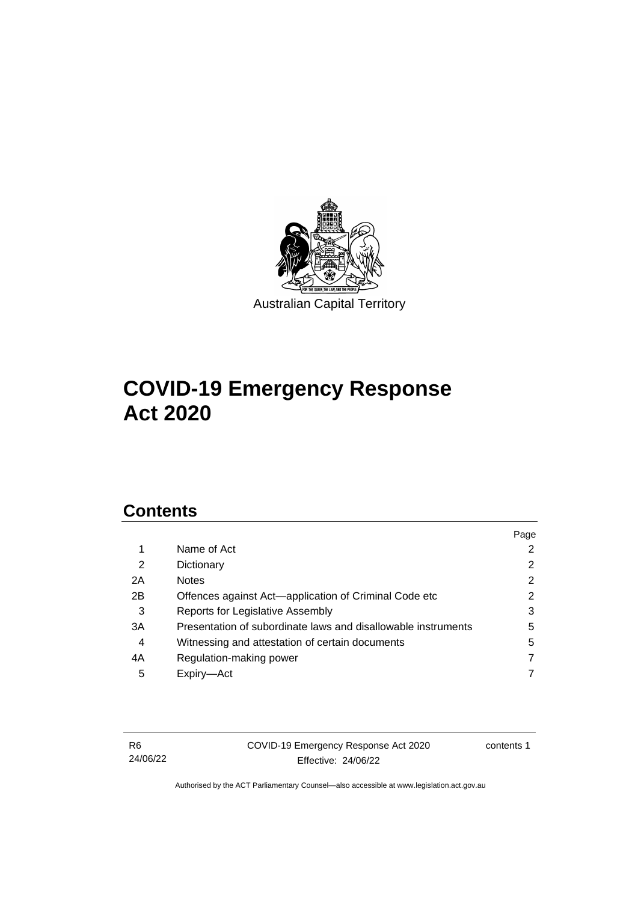Australian Capital Territory

# COVID-19 Emergency Response Act 2020

## Contents

| | | Page |
|---|---|---|
| 1 | Name of Act | 2 |
| 2 | Dictionary | 2 |
| 2A | Notes | 2 |
| 2B | Offences against Act—application of Criminal Code etc | 2 |
| 3 | Reports for Legislative Assembly | 3 |
| 3A | Presentation of subordinate laws and disallowable instruments | 5 |
| 4 | Witnessing and attestation of certain documents | 5 |
| 4A | Regulation-making power | 7 |
| 5 | Expiry—Act | 7 |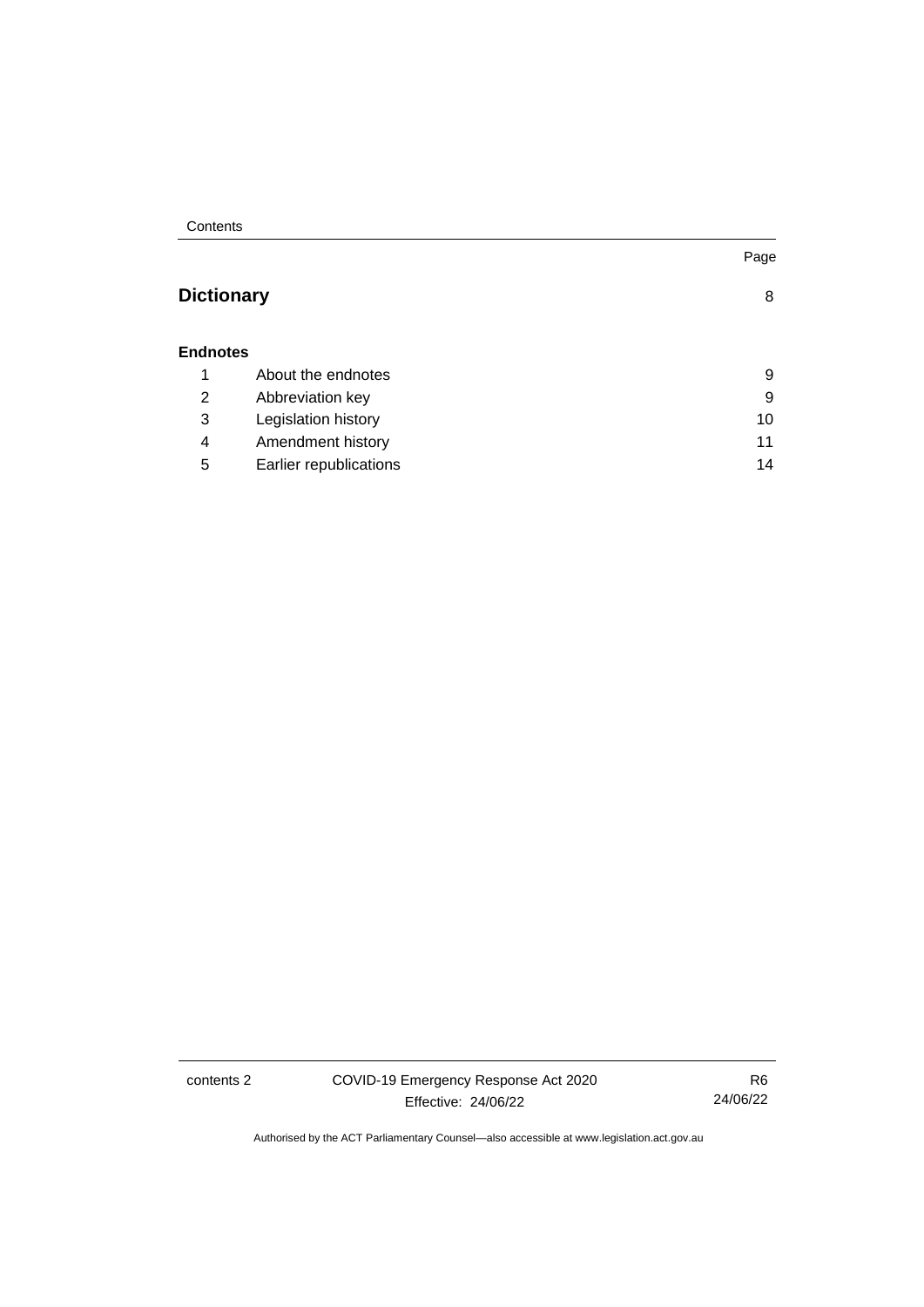| | | Page |
|---|---|---|
| **Dictionary** | | 8 |
| **Endnotes** | | |
| 1 | About the endnotes | 9 |
| 2 | Abbreviation key | 9 |
| 3 | Legislation history | 10 |
| 4 | Amendment history | 11 |
| 5 | Earlier republications | 14 |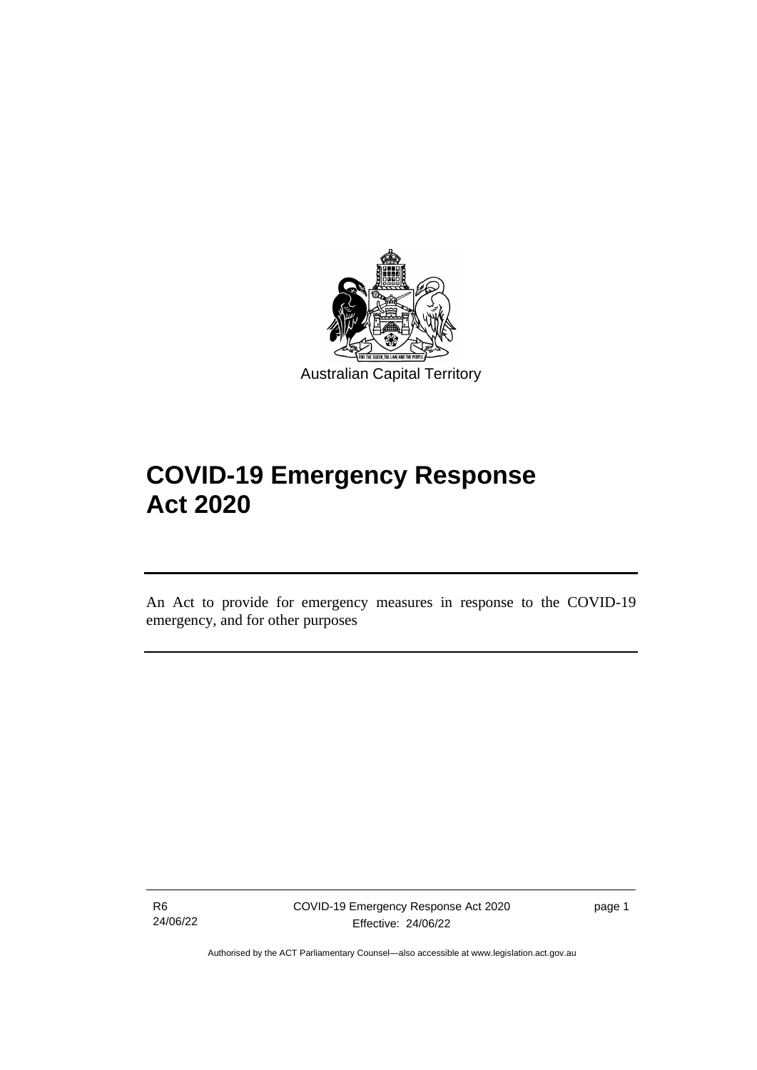Australian Capital Territory

# COVID-19 Emergency Response Act 2020

An Act to provide for emergency measures in response to the COVID-19 emergency, and for other purposes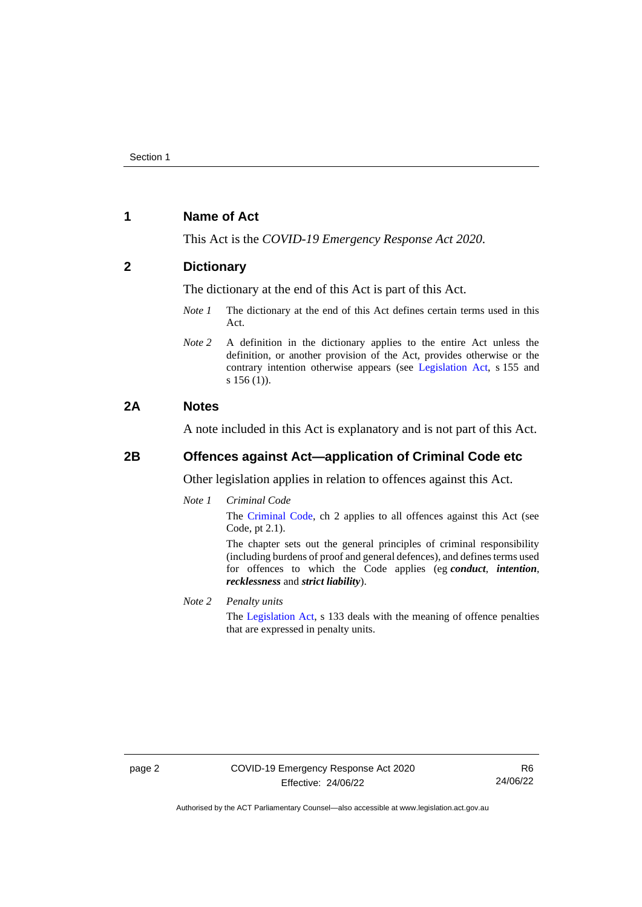## 1 Name of Act

This Act is the *COVID-19 Emergency Response Act 2020*.

## 2 Dictionary

The dictionary at the end of this Act is part of this Act.

*Note 1* The dictionary at the end of this Act defines certain terms used in this Act.

*Note 2* A definition in the dictionary applies to the entire Act unless the definition, or another provision of the Act, provides otherwise or the contrary intention otherwise appears (see Legislation Act, s 155 and s 156 (1)).

## 2A Notes

A note included in this Act is explanatory and is not part of this Act.

## 2B Offences against Act—application of Criminal Code etc

Other legislation applies in relation to offences against this Act.

*Note 1* *Criminal Code*

The Criminal Code, ch 2 applies to all offences against this Act (see Code, pt 2.1).

The chapter sets out the general principles of criminal responsibility (including burdens of proof and general defences), and defines terms used for offences to which the Code applies (eg ***conduct***, ***intention***, ***recklessness*** and ***strict liability***).

*Note 2* *Penalty units*

The Legislation Act, s 133 deals with the meaning of offence penalties that are expressed in penalty units.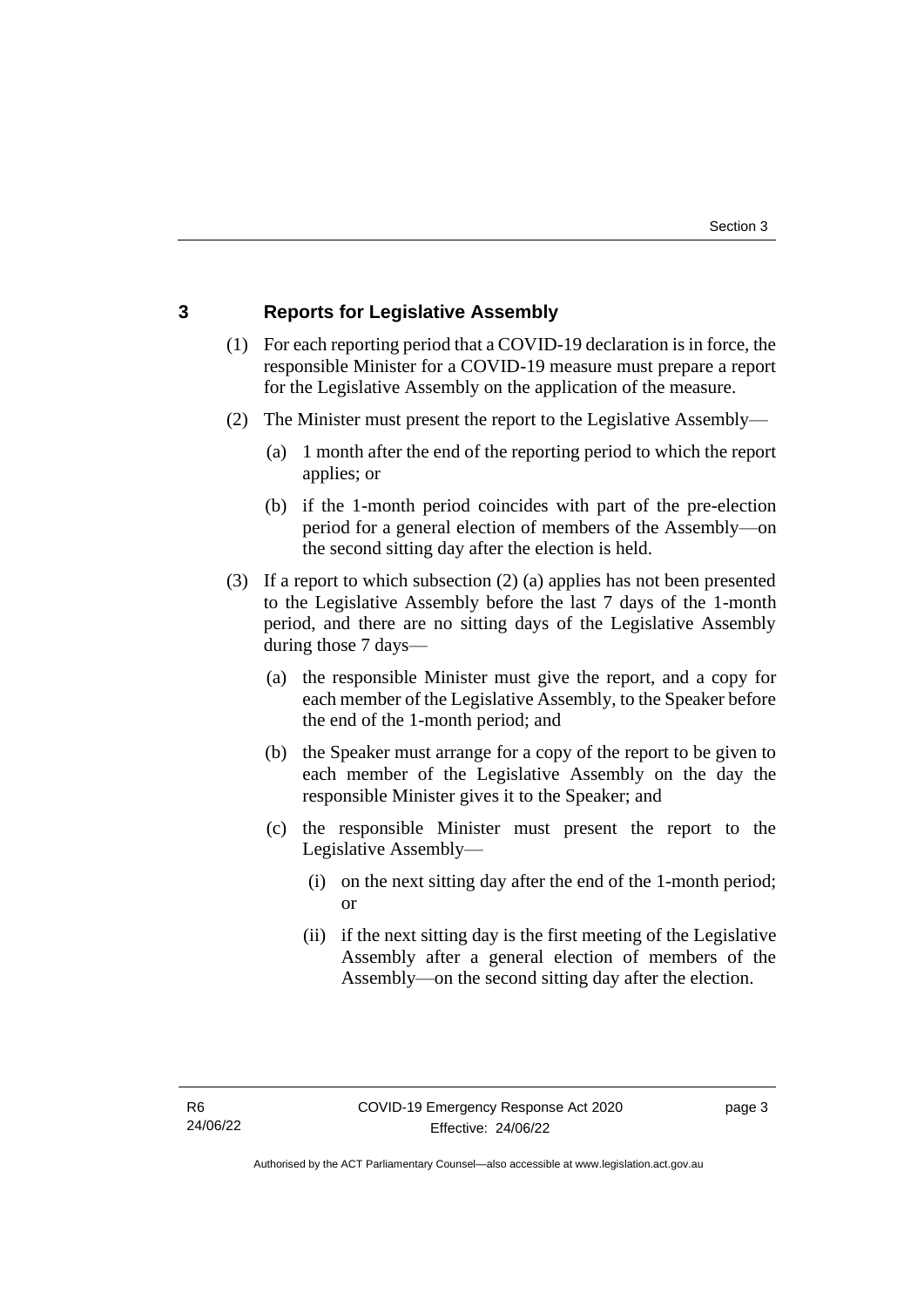## 3 Reports for Legislative Assembly

(1) For each reporting period that a COVID-19 declaration is in force, the responsible Minister for a COVID-19 measure must prepare a report for the Legislative Assembly on the application of the measure.

(2) The Minister must present the report to the Legislative Assembly—

(a) 1 month after the end of the reporting period to which the report applies; or

(b) if the 1-month period coincides with part of the pre-election period for a general election of members of the Assembly—on the second sitting day after the election is held.

(3) If a report to which subsection (2) (a) applies has not been presented to the Legislative Assembly before the last 7 days of the 1-month period, and there are no sitting days of the Legislative Assembly during those 7 days—

(a) the responsible Minister must give the report, and a copy for each member of the Legislative Assembly, to the Speaker before the end of the 1-month period; and

(b) the Speaker must arrange for a copy of the report to be given to each member of the Legislative Assembly on the day the responsible Minister gives it to the Speaker; and

(c) the responsible Minister must present the report to the Legislative Assembly—

(i) on the next sitting day after the end of the 1-month period; or

(ii) if the next sitting day is the first meeting of the Legislative Assembly after a general election of members of the Assembly—on the second sitting day after the election.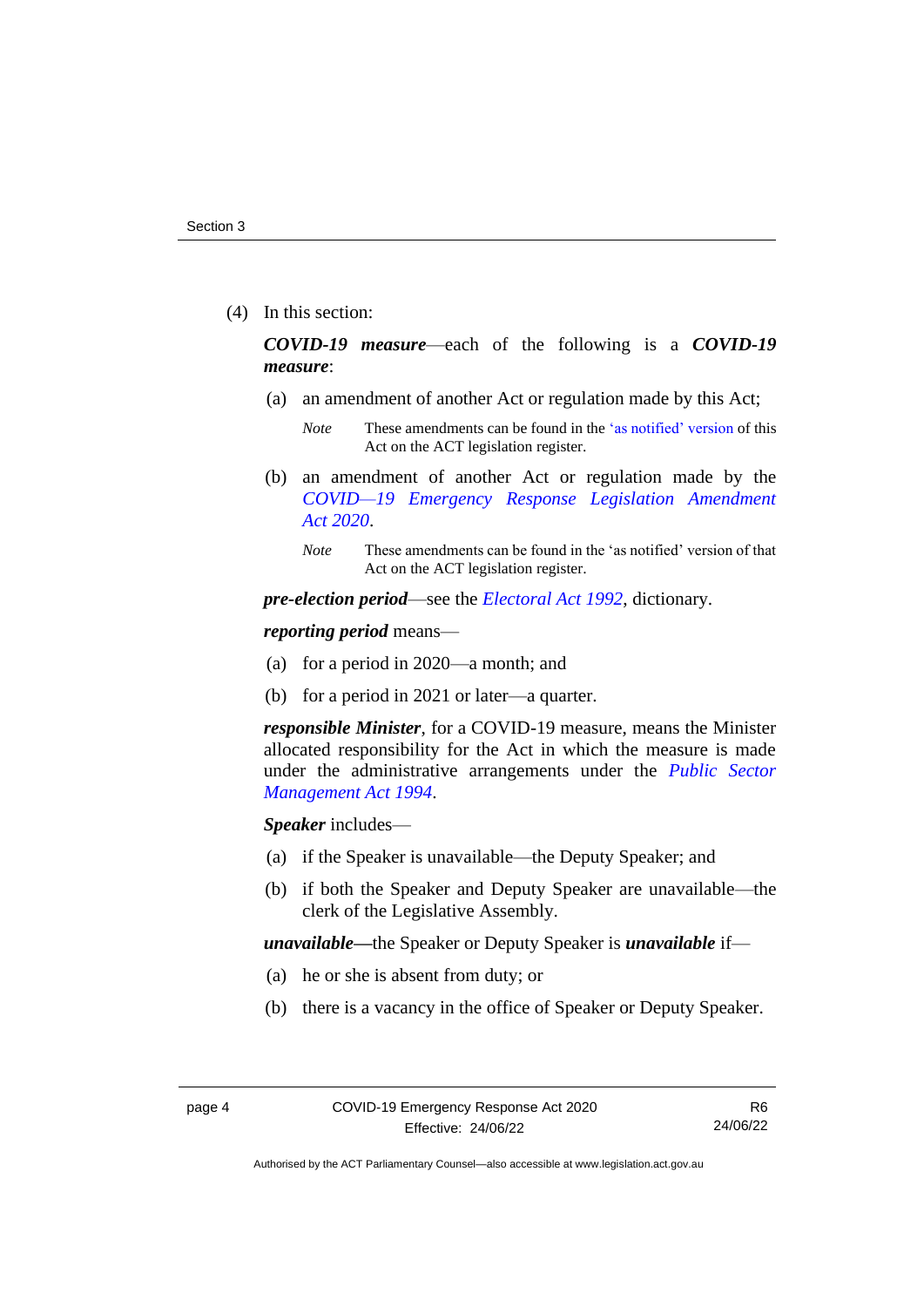(4) In this section:

***COVID-19 measure***—each of the following is a ***COVID-19 measure***:

(a) an amendment of another Act or regulation made by this Act;

*Note* These amendments can be found in the 'as notified' version of this Act on the ACT legislation register.

(b) an amendment of another Act or regulation made by the *COVID—19 Emergency Response Legislation Amendment Act 2020*.

*Note* These amendments can be found in the 'as notified' version of that Act on the ACT legislation register.

***pre-election period***—see the *Electoral Act 1992*, dictionary.

***reporting period*** means—

(a) for a period in 2020—a month; and

(b) for a period in 2021 or later—a quarter.

***responsible Minister***, for a COVID-19 measure, means the Minister allocated responsibility for the Act in which the measure is made under the administrative arrangements under the *Public Sector Management Act 1994*.

***Speaker*** includes—

(a) if the Speaker is unavailable—the Deputy Speaker; and

(b) if both the Speaker and Deputy Speaker are unavailable—the clerk of the Legislative Assembly.

***unavailable***—the Speaker or Deputy Speaker is ***unavailable*** if—

(a) he or she is absent from duty; or

(b) there is a vacancy in the office of Speaker or Deputy Speaker.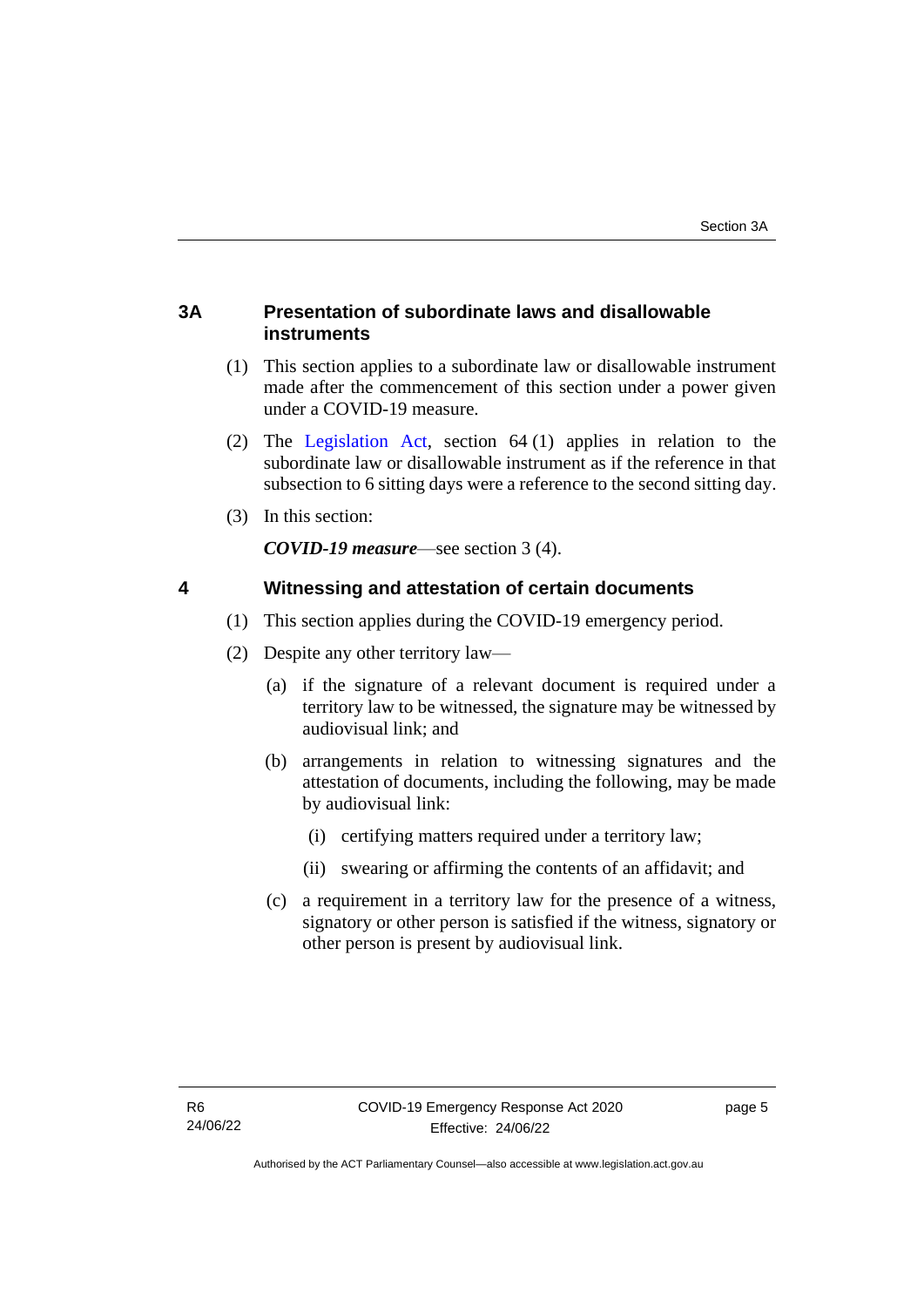## 3A Presentation of subordinate laws and disallowable instruments

(1) This section applies to a subordinate law or disallowable instrument made after the commencement of this section under a power given under a COVID-19 measure.

(2) The Legislation Act, section 64 (1) applies in relation to the subordinate law or disallowable instrument as if the reference in that subsection to 6 sitting days were a reference to the second sitting day.

(3) In this section:

***COVID-19 measure***—see section 3 (4).

## 4 Witnessing and attestation of certain documents

(1) This section applies during the COVID-19 emergency period.

(2) Despite any other territory law—

(a) if the signature of a relevant document is required under a territory law to be witnessed, the signature may be witnessed by audiovisual link; and

(b) arrangements in relation to witnessing signatures and the attestation of documents, including the following, may be made by audiovisual link:

(i) certifying matters required under a territory law;

(ii) swearing or affirming the contents of an affidavit; and

(c) a requirement in a territory law for the presence of a witness, signatory or other person is satisfied if the witness, signatory or other person is present by audiovisual link.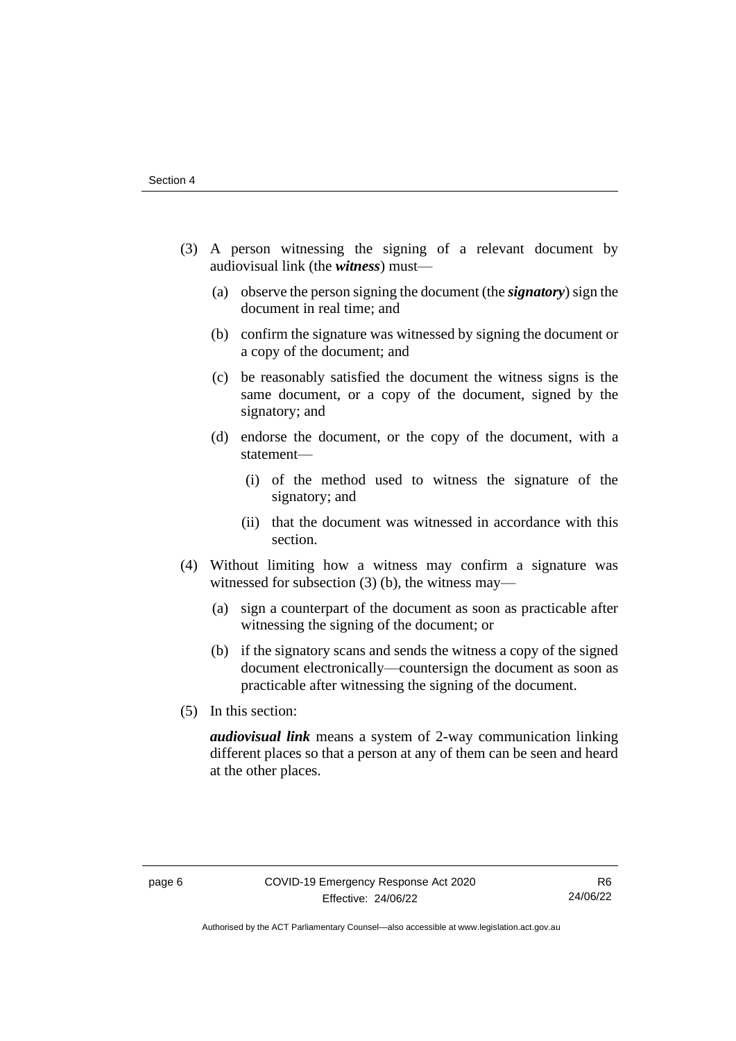(3) A person witnessing the signing of a relevant document by audiovisual link (the ***witness***) must—

   (a) observe the person signing the document (the ***signatory***) sign the document in real time; and

   (b) confirm the signature was witnessed by signing the document or a copy of the document; and

   (c) be reasonably satisfied the document the witness signs is the same document, or a copy of the document, signed by the signatory; and

   (d) endorse the document, or the copy of the document, with a statement—

      (i) of the method used to witness the signature of the signatory; and

      (ii) that the document was witnessed in accordance with this section.

(4) Without limiting how a witness may confirm a signature was witnessed for subsection (3) (b), the witness may—

   (a) sign a counterpart of the document as soon as practicable after witnessing the signing of the document; or

   (b) if the signatory scans and sends the witness a copy of the signed document electronically—countersign the document as soon as practicable after witnessing the signing of the document.

(5) In this section:

***audiovisual link*** means a system of 2-way communication linking different places so that a person at any of them can be seen and heard at the other places.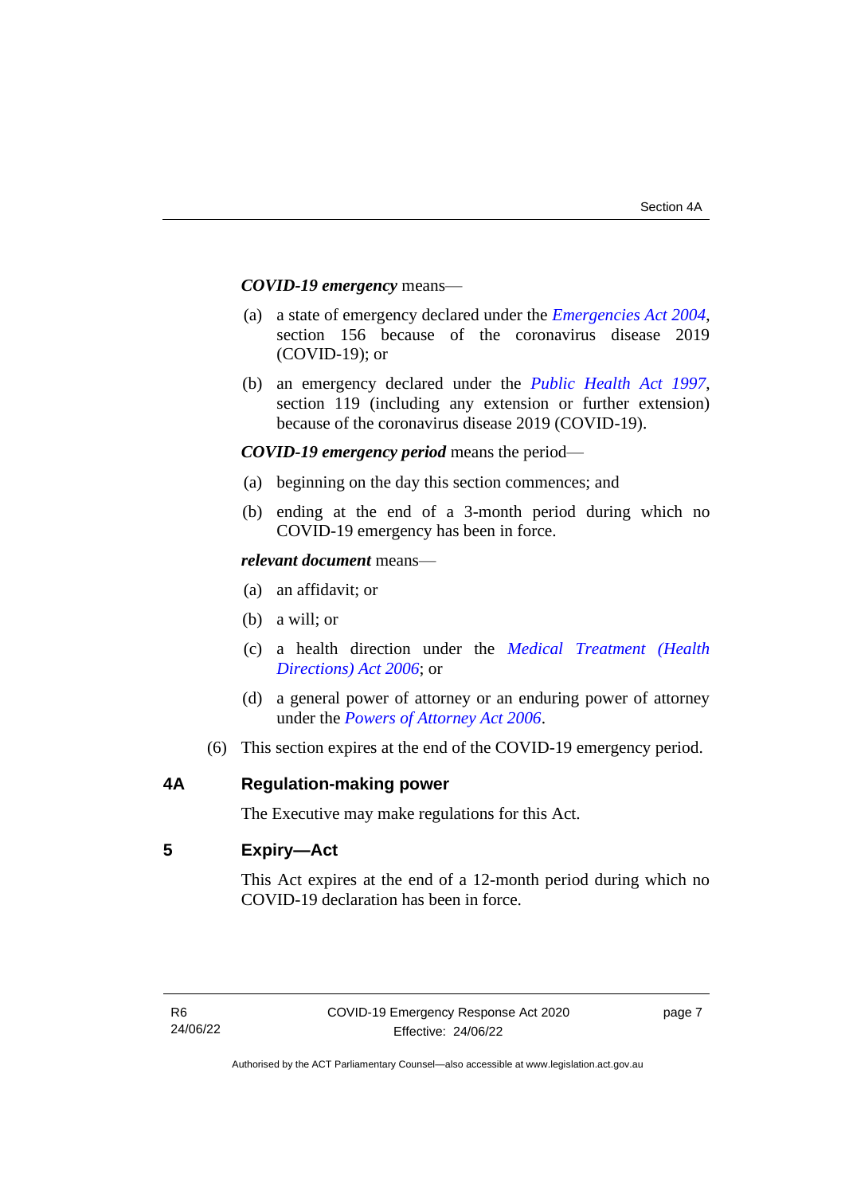***COVID-19 emergency*** means—

(a) a state of emergency declared under the *Emergencies Act 2004*, section 156 because of the coronavirus disease 2019 (COVID-19); or

(b) an emergency declared under the *Public Health Act 1997*, section 119 (including any extension or further extension) because of the coronavirus disease 2019 (COVID-19).

***COVID-19 emergency period*** means the period—

(a) beginning on the day this section commences; and

(b) ending at the end of a 3-month period during which no COVID-19 emergency has been in force.

***relevant document*** means—

(a) an affidavit; or

(b) a will; or

(c) a health direction under the *Medical Treatment (Health Directions) Act 2006*; or

(d) a general power of attorney or an enduring power of attorney under the *Powers of Attorney Act 2006*.

(6) This section expires at the end of the COVID-19 emergency period.

## 4A Regulation-making power

The Executive may make regulations for this Act.

## 5 Expiry—Act

This Act expires at the end of a 12-month period during which no COVID-19 declaration has been in force.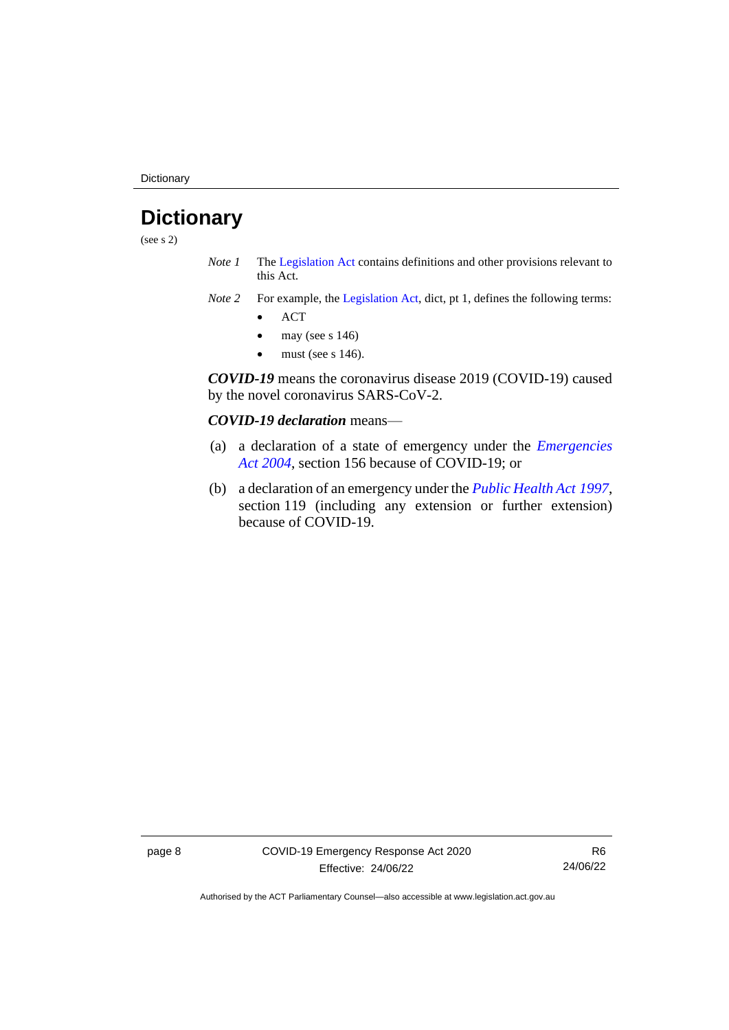# Dictionary

(see s 2)

*Note 1* The Legislation Act contains definitions and other provisions relevant to this Act.

*Note 2* For example, the Legislation Act, dict, pt 1, defines the following terms:

- ACT
- may (see s 146)
- must (see s 146).

***COVID-19*** means the coronavirus disease 2019 (COVID-19) caused by the novel coronavirus SARS-CoV-2.

***COVID-19 declaration*** means—

(a) a declaration of a state of emergency under the *Emergencies Act 2004*, section 156 because of COVID-19; or

(b) a declaration of an emergency under the *Public Health Act 1997*, section 119 (including any extension or further extension) because of COVID-19.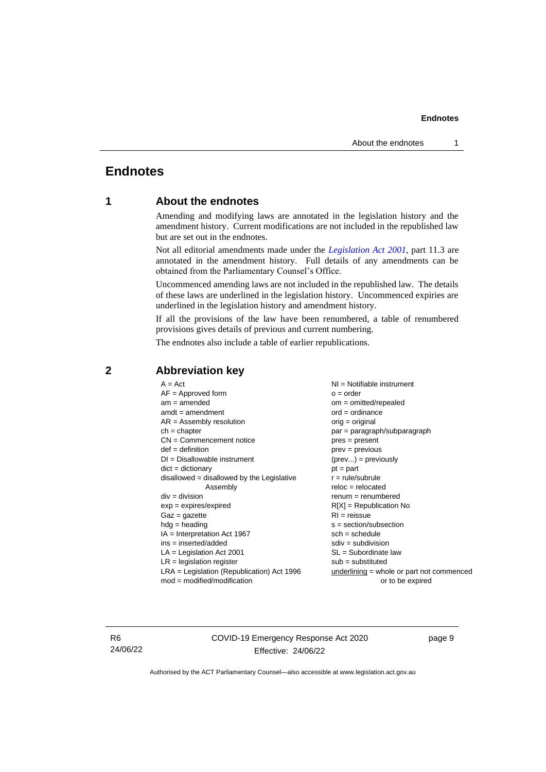# Endnotes

## 1 About the endnotes

Amending and modifying laws are annotated in the legislation history and the amendment history. Current modifications are not included in the republished law but are set out in the endnotes.

Not all editorial amendments made under the *Legislation Act 2001*, part 11.3 are annotated in the amendment history. Full details of any amendments can be obtained from the Parliamentary Counsel's Office.

Uncommenced amending laws are not included in the republished law. The details of these laws are underlined in the legislation history. Uncommenced expiries are underlined in the legislation history and amendment history.

If all the provisions of the law have been renumbered, a table of renumbered provisions gives details of previous and current numbering.

The endnotes also include a table of earlier republications.

## 2 Abbreviation key

A = Act
AF = Approved form
am = amended
amdt = amendment
AR = Assembly resolution
ch = chapter
CN = Commencement notice
def = definition
DI = Disallowable instrument
dict = dictionary
disallowed = disallowed by the Legislative Assembly
div = division
exp = expires/expired
Gaz = gazette
hdg = heading
IA = Interpretation Act 1967
ins = inserted/added
LA = Legislation Act 2001
LR = legislation register
LRA = Legislation (Republication) Act 1996
mod = modified/modification
NI = Notifiable instrument
o = order
om = omitted/repealed
ord = ordinance
orig = original
par = paragraph/subparagraph
pres = present
prev = previous
(prev...) = previously
pt = part
r = rule/subrule
reloc = relocated
renum = renumbered
R[X] = Republication No
RI = reissue
s = section/subsection
sch = schedule
sdiv = subdivision
SL = Subordinate law
sub = substituted
underlining = whole or part not commenced or to be expired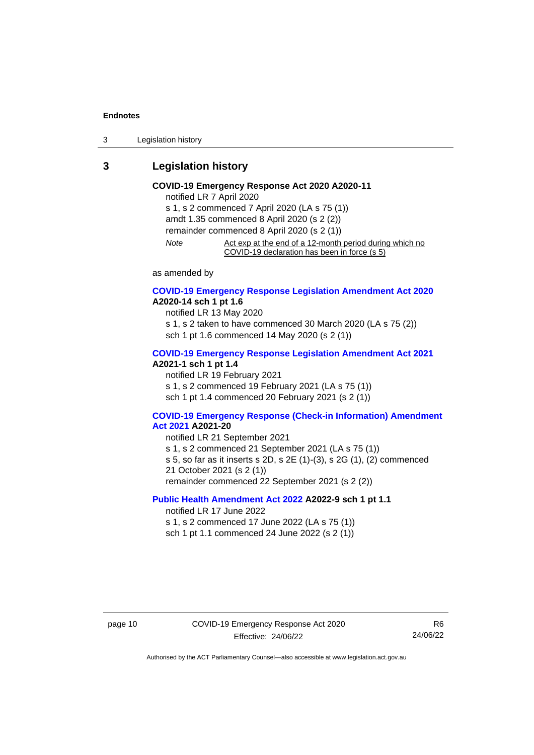## 3 Legislation history

**COVID-19 Emergency Response Act 2020 A2020-11**

notified LR 7 April 2020

s 1, s 2 commenced 7 April 2020 (LA s 75 (1))

amdt 1.35 commenced 8 April 2020 (s 2 (2))

remainder commenced 8 April 2020 (s 2 (1))

*Note* Act exp at the end of a 12-month period during which no COVID-19 declaration has been in force (s 5)

as amended by

**COVID-19 Emergency Response Legislation Amendment Act 2020 A2020-14 sch 1 pt 1.6**

notified LR 13 May 2020

s 1, s 2 taken to have commenced 30 March 2020 (LA s 75 (2))

sch 1 pt 1.6 commenced 14 May 2020 (s 2 (1))

**COVID-19 Emergency Response Legislation Amendment Act 2021 A2021-1 sch 1 pt 1.4**

notified LR 19 February 2021

s 1, s 2 commenced 19 February 2021 (LA s 75 (1))

sch 1 pt 1.4 commenced 20 February 2021 (s 2 (1))

**COVID-19 Emergency Response (Check-in Information) Amendment Act 2021 A2021-20**

notified LR 21 September 2021

s 1, s 2 commenced 21 September 2021 (LA s 75 (1))

s 5, so far as it inserts s 2D, s 2E (1)-(3), s 2G (1), (2) commenced 21 October 2021 (s 2 (1))

remainder commenced 22 September 2021 (s 2 (2))

**Public Health Amendment Act 2022 A2022-9 sch 1 pt 1.1**

notified LR 17 June 2022

s 1, s 2 commenced 17 June 2022 (LA s 75 (1))

sch 1 pt 1.1 commenced 24 June 2022 (s 2 (1))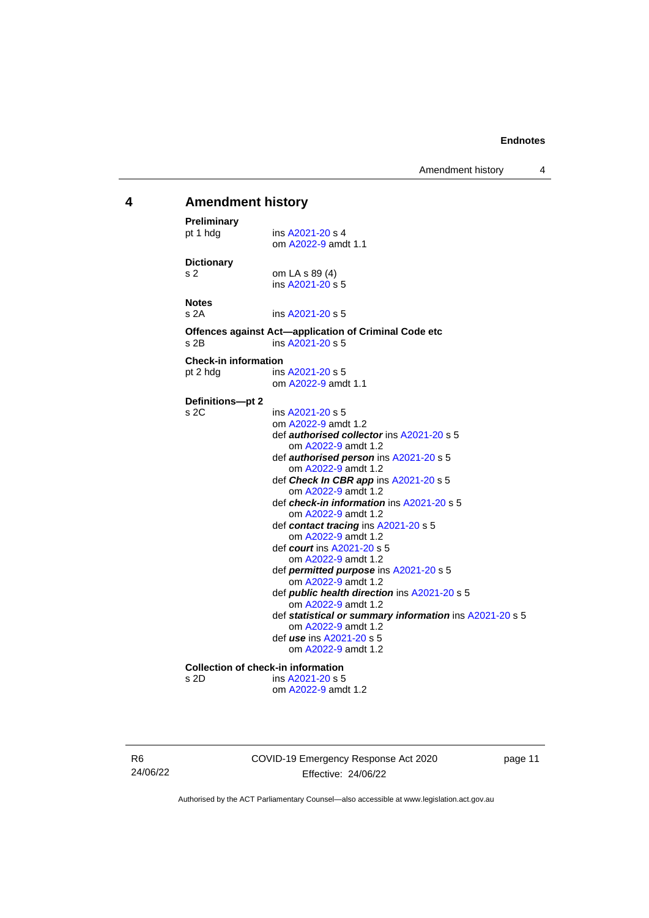# 4 Amendment history

**Preliminary**

pt 1 hdg ins A2021-20 s 4
om A2022-9 amdt 1.1

**Dictionary**

s 2 om LA s 89 (4)
ins A2021-20 s 5

**Notes**

s 2A ins A2021-20 s 5

**Offences against Act—application of Criminal Code etc**

s 2B ins A2021-20 s 5

**Check-in information**

pt 2 hdg ins A2021-20 s 5
om A2022-9 amdt 1.1

**Definitions—pt 2**

s 2C ins A2021-20 s 5
om A2022-9 amdt 1.2
def ***authorised collector*** ins A2021-20 s 5
om A2022-9 amdt 1.2
def ***authorised person*** ins A2021-20 s 5
om A2022-9 amdt 1.2
def ***Check In CBR app*** ins A2021-20 s 5
om A2022-9 amdt 1.2
def ***check-in information*** ins A2021-20 s 5
om A2022-9 amdt 1.2
def ***contact tracing*** ins A2021-20 s 5
om A2022-9 amdt 1.2
def ***court*** ins A2021-20 s 5
om A2022-9 amdt 1.2
def ***permitted purpose*** ins A2021-20 s 5
om A2022-9 amdt 1.2
def ***public health direction*** ins A2021-20 s 5
om A2022-9 amdt 1.2
def ***statistical or summary information*** ins A2021-20 s 5
om A2022-9 amdt 1.2
def ***use*** ins A2021-20 s 5
om A2022-9 amdt 1.2

**Collection of check-in information**

s 2D ins A2021-20 s 5
om A2022-9 amdt 1.2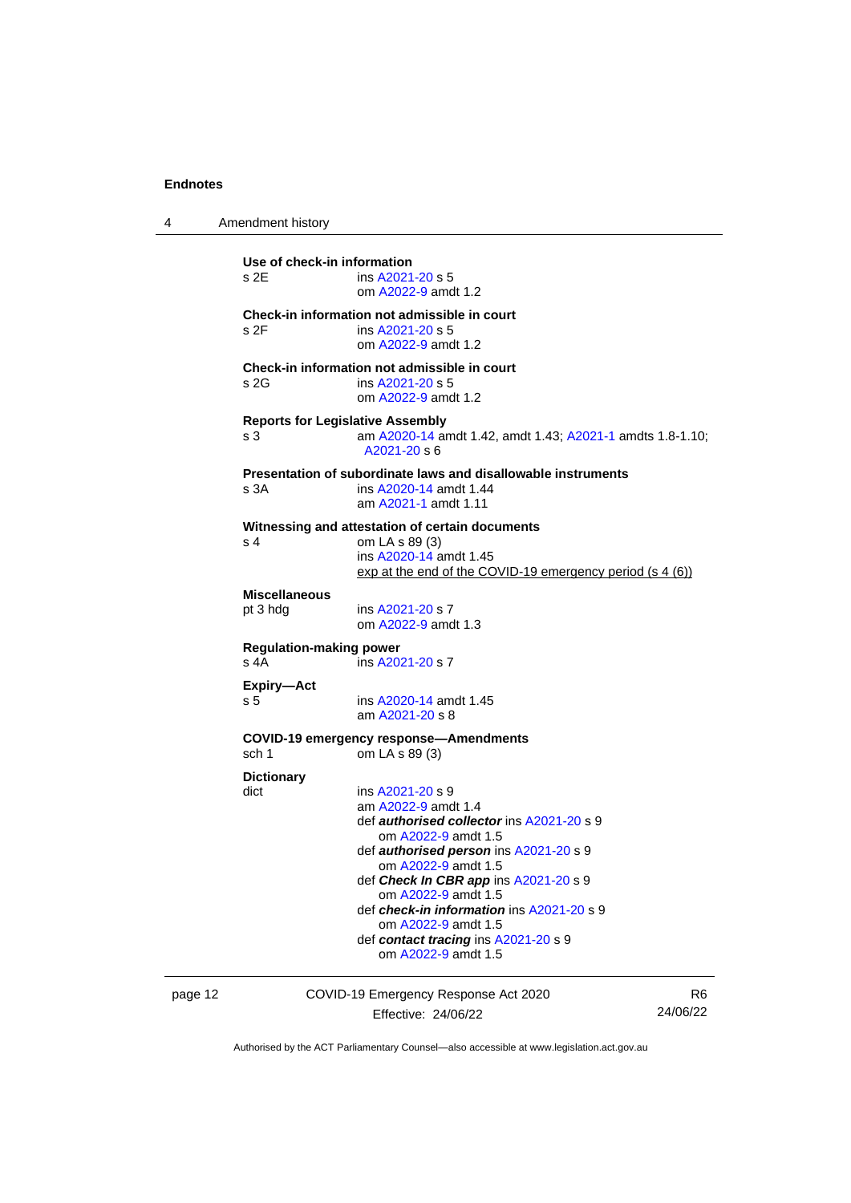## 4 Amendment history

**Use of check-in information**
s 2E ins A2021-20 s 5
om A2022-9 amdt 1.2

**Check-in information not admissible in court**
s 2F ins A2021-20 s 5
om A2022-9 amdt 1.2

**Check-in information not admissible in court**
s 2G ins A2021-20 s 5
om A2022-9 amdt 1.2

**Reports for Legislative Assembly**
s 3 am A2020-14 amdt 1.42, amdt 1.43; A2021-1 amdts 1.8-1.10; A2021-20 s 6

**Presentation of subordinate laws and disallowable instruments**
s 3A ins A2020-14 amdt 1.44
am A2021-1 amdt 1.11

**Witnessing and attestation of certain documents**
s 4 om LA s 89 (3)
ins A2020-14 amdt 1.45
exp at the end of the COVID-19 emergency period (s 4 (6))

**Miscellaneous**
pt 3 hdg ins A2021-20 s 7
om A2022-9 amdt 1.3

**Regulation-making power**
s 4A ins A2021-20 s 7

**Expiry—Act**
s 5 ins A2020-14 amdt 1.45
am A2021-20 s 8

**COVID-19 emergency response—Amendments**
sch 1 om LA s 89 (3)

**Dictionary**
dict ins A2021-20 s 9
am A2022-9 amdt 1.4
def ***authorised collector*** ins A2021-20 s 9
om A2022-9 amdt 1.5
def ***authorised person*** ins A2021-20 s 9
om A2022-9 amdt 1.5
def ***Check In CBR app*** ins A2021-20 s 9
om A2022-9 amdt 1.5
def ***check-in information*** ins A2021-20 s 9
om A2022-9 amdt 1.5
def ***contact tracing*** ins A2021-20 s 9
om A2022-9 amdt 1.5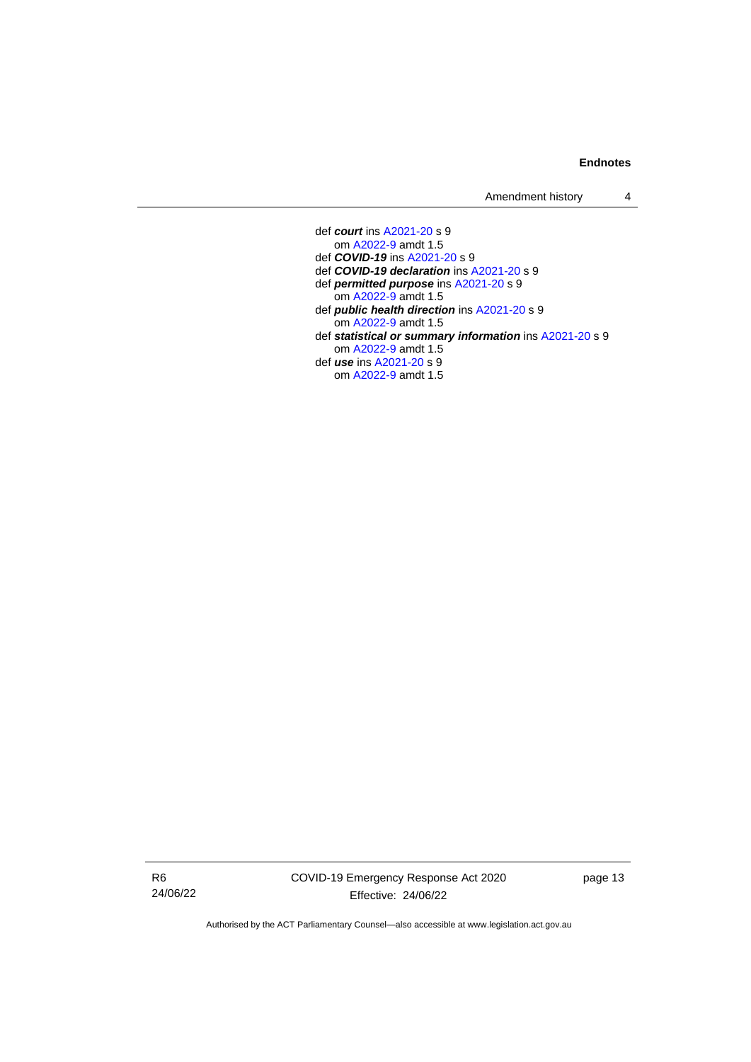def ***court*** ins A2021-20 s 9
  om A2022-9 amdt 1.5
def ***COVID-19*** ins A2021-20 s 9
def ***COVID-19 declaration*** ins A2021-20 s 9
def ***permitted purpose*** ins A2021-20 s 9
  om A2022-9 amdt 1.5
def ***public health direction*** ins A2021-20 s 9
  om A2022-9 amdt 1.5
def ***statistical or summary information*** ins A2021-20 s 9
  om A2022-9 amdt 1.5
def ***use*** ins A2021-20 s 9
  om A2022-9 amdt 1.5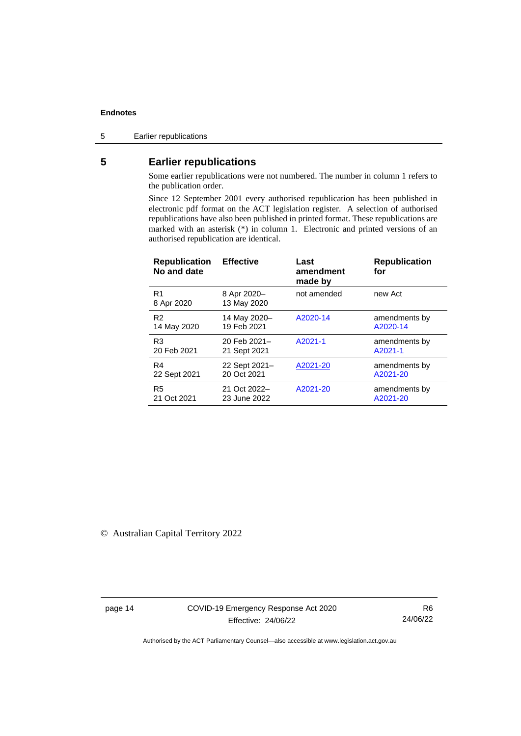# 5 Earlier republications

Some earlier republications were not numbered. The number in column 1 refers to the publication order.

Since 12 September 2001 every authorised republication has been published in electronic pdf format on the ACT legislation register. A selection of authorised republications have also been published in printed format. These republications are marked with an asterisk (*) in column 1. Electronic and printed versions of an authorised republication are identical.

| Republication No and date | Effective | Last amendment made by | Republication for |
|---|---|---|---|
| R1<br>8 Apr 2020 | 8 Apr 2020–<br>13 May 2020 | not amended | new Act |
| R2<br>14 May 2020 | 14 May 2020–<br>19 Feb 2021 | A2020-14 | amendments by<br>A2020-14 |
| R3<br>20 Feb 2021 | 20 Feb 2021–<br>21 Sept 2021 | A2021-1 | amendments by<br>A2021-1 |
| R4<br>22 Sept 2021 | 22 Sept 2021–<br>20 Oct 2021 | A2021-20 | amendments by<br>A2021-20 |
| R5<br>21 Oct 2021 | 21 Oct 2022–<br>23 June 2022 | A2021-20 | amendments by<br>A2021-20 |

© Australian Capital Territory 2022